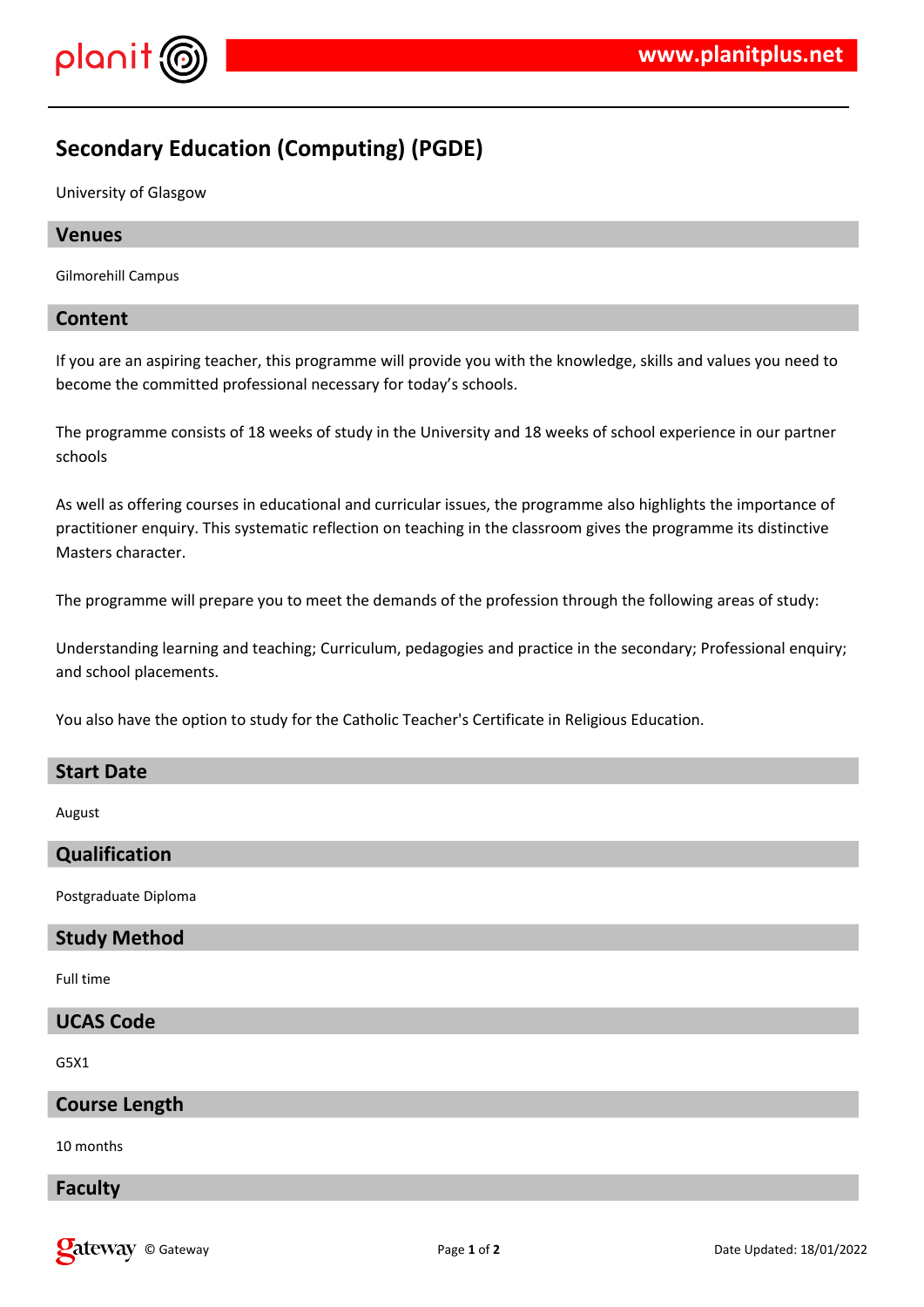# Secondary Education (Computing) (PGDE)

University of Glasgow

## Venues

Gilmorehill Campus

## Content

If you are an aspiring teacher, this programme will provide you with the knowledge, skills and values you need to become the committed professional necessary for today's schools.

The programme consists of 18 weeks of study in the University and 18 weeks of school experience in our partner schools

As well as offering courses in educational and curricular issues, the programme also highlights the importance of practitioner enquiry. This systematic reflection on teaching in the classroom gives the programme its distinctive Masters character.

The programme will prepare you to meet the demands of the profession through the following areas of study:

Understanding learning and teaching; Curriculum, pedagogies and practice in the secondary; Professional enquiry; and school placements.

You also have the option to study for the Catholic Teacher's Certificate in Religious Education.

## Start Date

August

## Qualification

Postgraduate Diploma

## Study Method

Full time

## UCAS Code

G5X1

## Course Length

10 months

## Faculty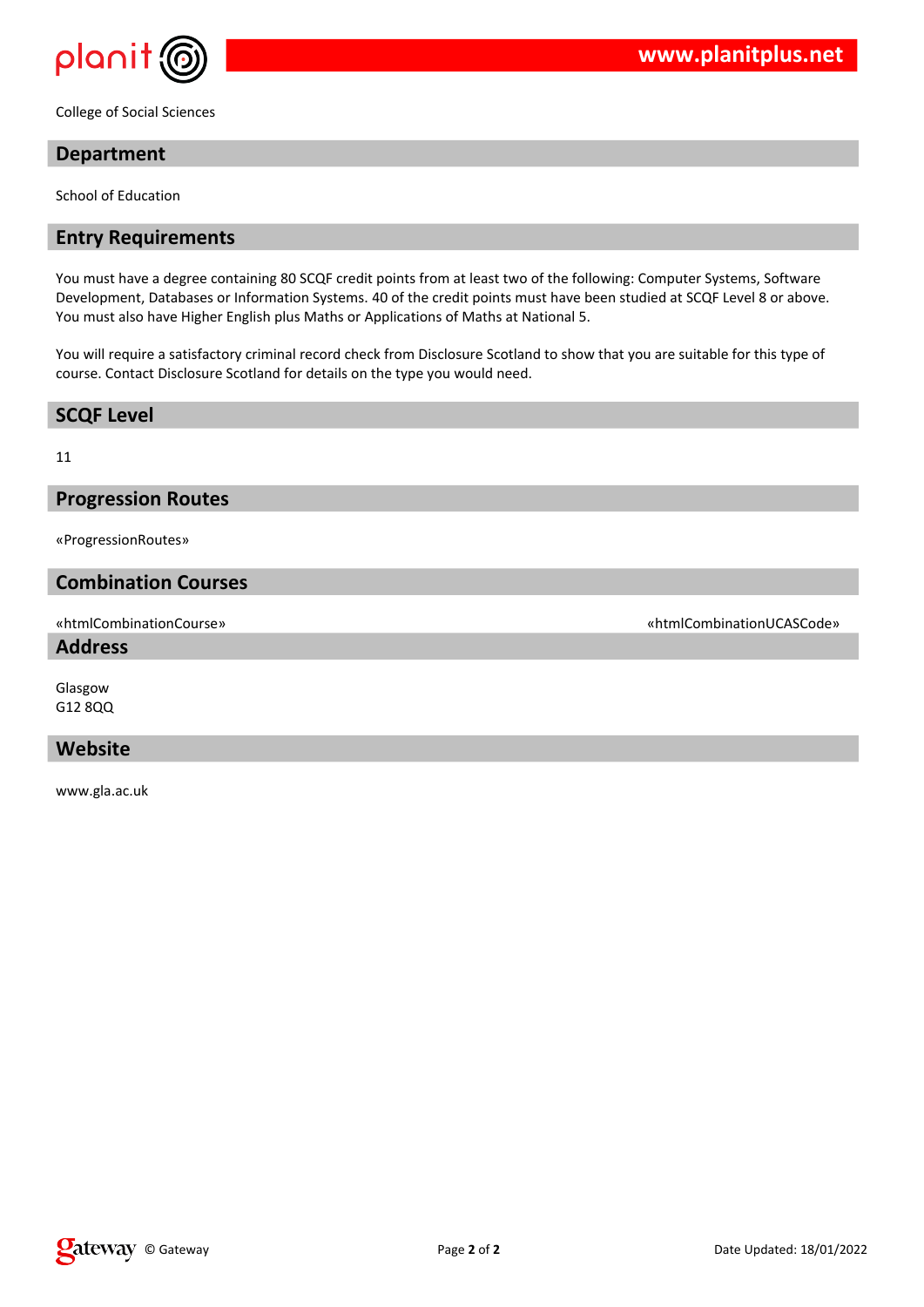College of Social Sciences

## Department

School of Education

## Entry Requirements

You must have a degree containing 80 SCQF credit points from at least two of the following: Computer Systems, Software Development, Databases or Information Systems. 40 of the credit points must have been studied at SCQF Level 8 or above. You must also have Higher English plus Maths or Applications of Maths at National 5.

You will require a satisfactory criminal record check from Disclosure Scotland to show that you are suitable for this type of course. Contact Disclosure Scotland for details on the type you would need.

## SCQF Level

11

## Progression Routes

«ProgressionRoutes»

## Combination Courses

«htmlCombinationCourse» «htmlCombinationUCASCode»

## Address

Glasgow
G12 8QQ

## Website

www.gla.ac.uk